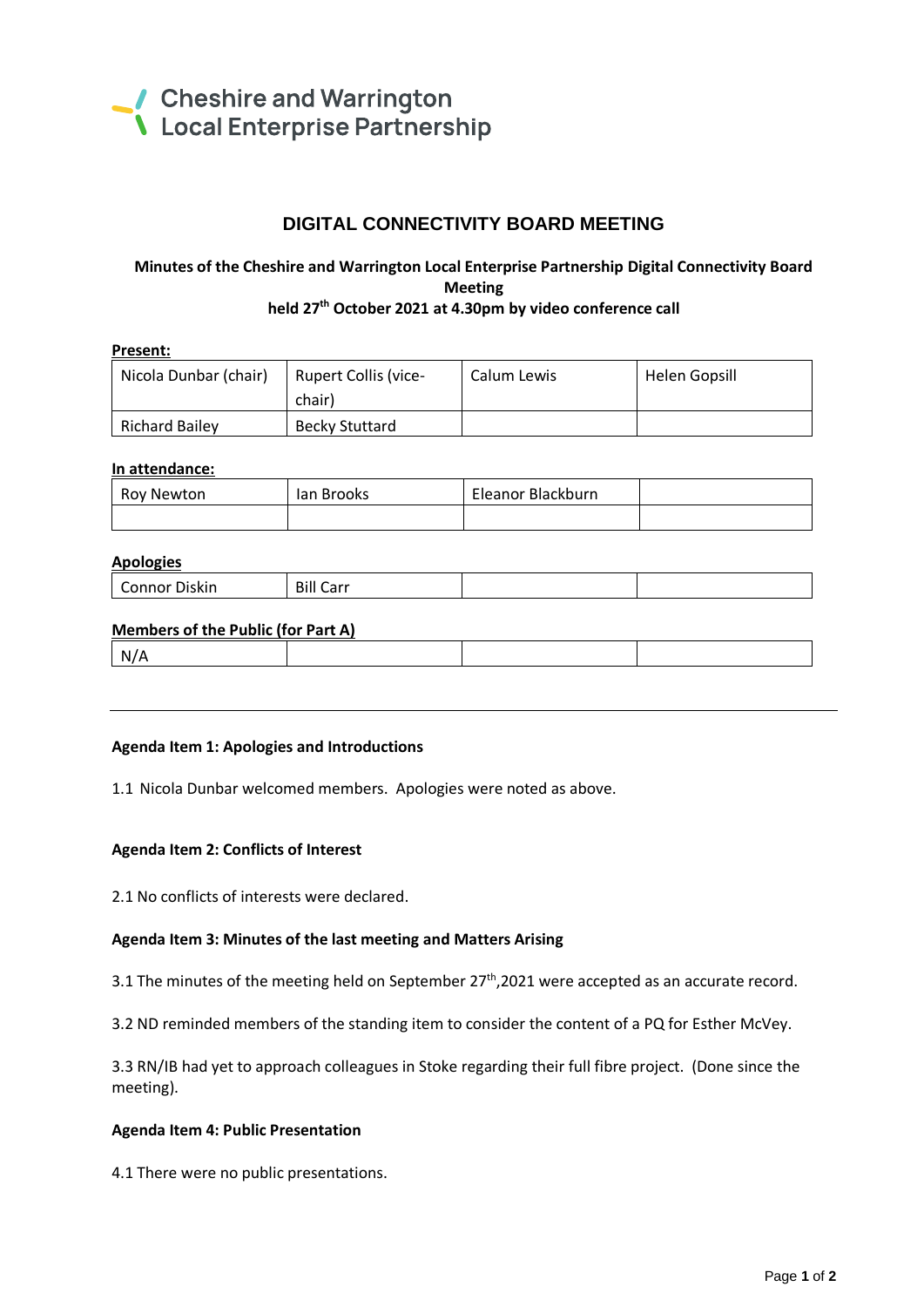Cheshire and Warrington
Local Enterprise Partnership

# DIGITAL CONNECTIVITY BOARD MEETING

**Minutes of the Cheshire and Warrington Local Enterprise Partnership Digital Connectivity Board Meeting held 27th October 2021 at 4.30pm by video conference call**

**Present:**

| | | | |
|---|---|---|---|
| Nicola Dunbar (chair) | Rupert Collis (vice-chair) | Calum Lewis | Helen Gopsill |
| Richard Bailey | Becky Stuttard | | |

**In attendance:**

| | | | |
|---|---|---|---|
| Roy Newton | Ian Brooks | Eleanor Blackburn | |
| | | | |

**Apologies**

| | | | |
|---|---|---|---|
| Connor Diskin | Bill Carr | | |

**Members of the Public (for Part A)**

| | | | |
|---|---|---|---|
| N/A | | | |

---

**Agenda Item 1: Apologies and Introductions**

1.1 Nicola Dunbar welcomed members. Apologies were noted as above.

**Agenda Item 2: Conflicts of Interest**

2.1 No conflicts of interests were declared.

**Agenda Item 3: Minutes of the last meeting and Matters Arising**

3.1 The minutes of the meeting held on September 27th,2021 were accepted as an accurate record.

3.2 ND reminded members of the standing item to consider the content of a PQ for Esther McVey.

3.3 RN/IB had yet to approach colleagues in Stoke regarding their full fibre project. (Done since the meeting).

**Agenda Item 4: Public Presentation**

4.1 There were no public presentations.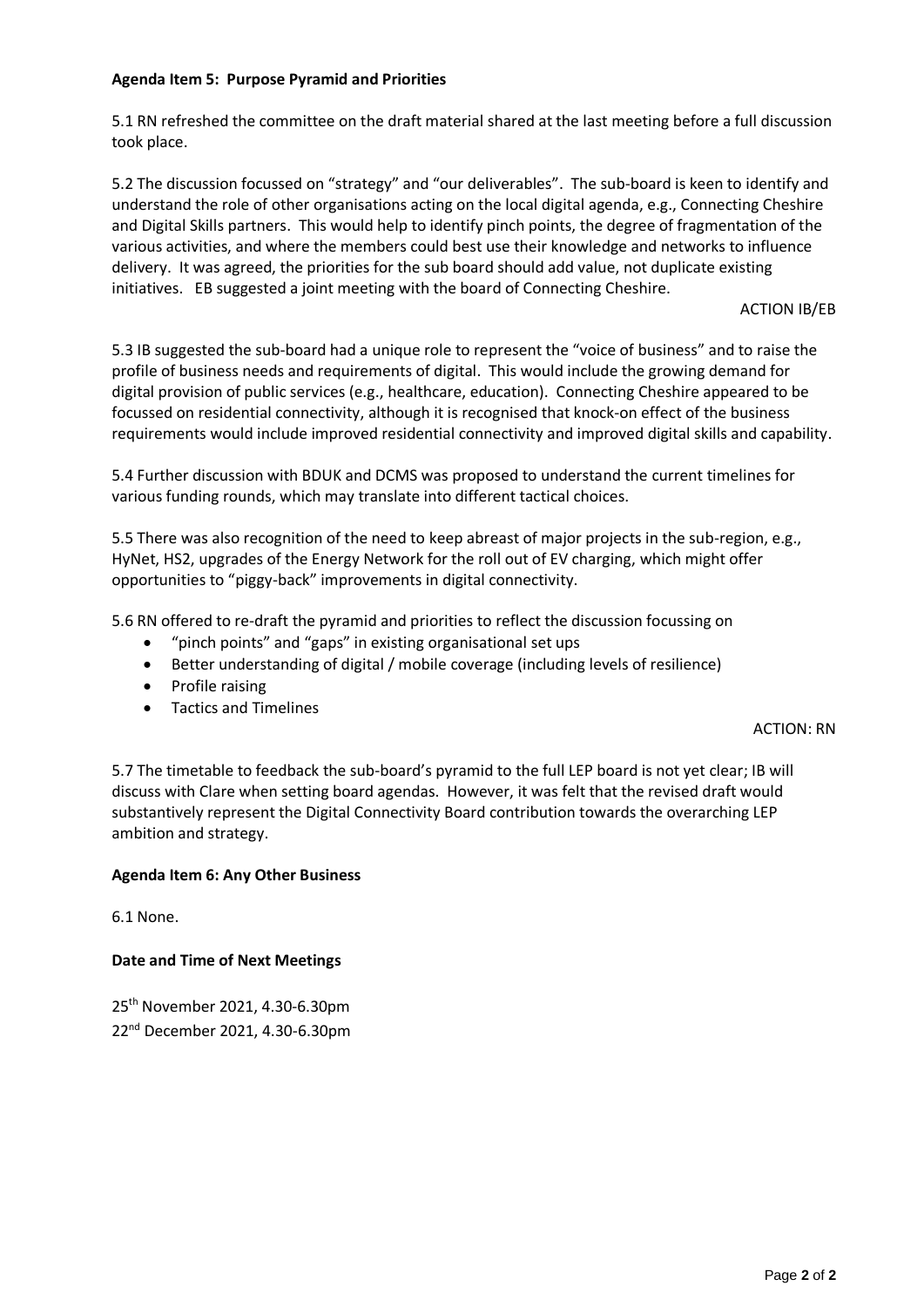**Agenda Item 5: Purpose Pyramid and Priorities**

5.1 RN refreshed the committee on the draft material shared at the last meeting before a full discussion took place.

5.2 The discussion focussed on "strategy" and "our deliverables". The sub-board is keen to identify and understand the role of other organisations acting on the local digital agenda, e.g., Connecting Cheshire and Digital Skills partners. This would help to identify pinch points, the degree of fragmentation of the various activities, and where the members could best use their knowledge and networks to influence delivery. It was agreed, the priorities for the sub board should add value, not duplicate existing initiatives. EB suggested a joint meeting with the board of Connecting Cheshire.

ACTION IB/EB

5.3 IB suggested the sub-board had a unique role to represent the "voice of business" and to raise the profile of business needs and requirements of digital. This would include the growing demand for digital provision of public services (e.g., healthcare, education). Connecting Cheshire appeared to be focussed on residential connectivity, although it is recognised that knock-on effect of the business requirements would include improved residential connectivity and improved digital skills and capability.

5.4 Further discussion with BDUK and DCMS was proposed to understand the current timelines for various funding rounds, which may translate into different tactical choices.

5.5 There was also recognition of the need to keep abreast of major projects in the sub-region, e.g., HyNet, HS2, upgrades of the Energy Network for the roll out of EV charging, which might offer opportunities to "piggy-back" improvements in digital connectivity.

5.6 RN offered to re-draft the pyramid and priorities to reflect the discussion focussing on

- "pinch points" and "gaps" in existing organisational set ups
- Better understanding of digital / mobile coverage (including levels of resilience)
- Profile raising
- Tactics and Timelines

ACTION: RN

5.7 The timetable to feedback the sub-board's pyramid to the full LEP board is not yet clear; IB will discuss with Clare when setting board agendas. However, it was felt that the revised draft would substantively represent the Digital Connectivity Board contribution towards the overarching LEP ambition and strategy.

**Agenda Item 6: Any Other Business**

6.1 None.

**Date and Time of Next Meetings**

25th November 2021, 4.30-6.30pm
22nd December 2021, 4.30-6.30pm